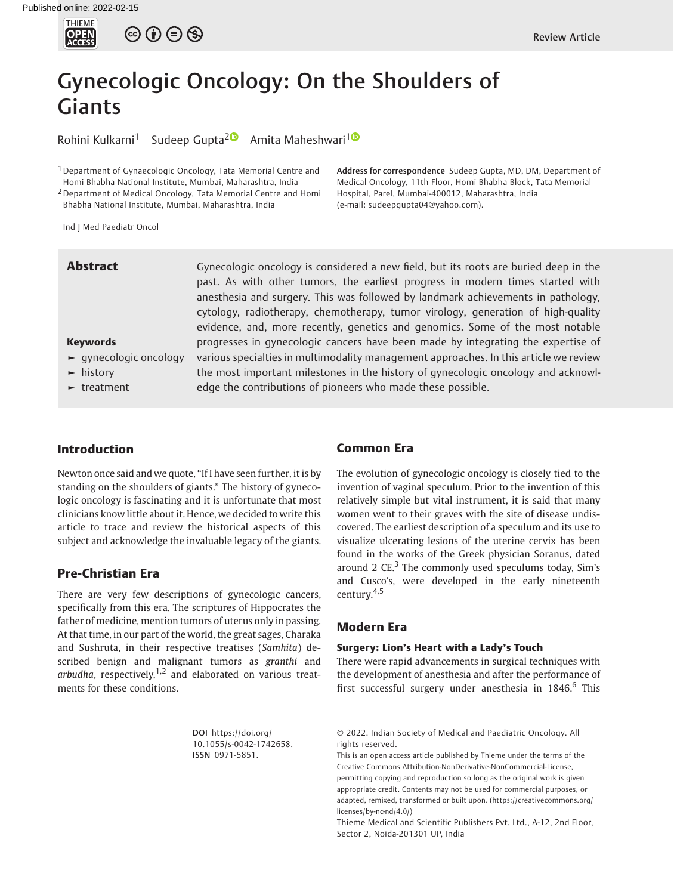Published online: 2022-02-15

Review Article

# Gynecologic Oncology: On the Shoulders of Giants

Rohini Kulkarni[1] Sudeep Gupta[2] Amita Maheshwari[1]

[1] Department of Gynaecologic Oncology, Tata Memorial Centre and Homi Bhabha National Institute, Mumbai, Maharashtra, India
[2] Department of Medical Oncology, Tata Memorial Centre and Homi Bhabha National Institute, Mumbai, Maharashtra, India

Ind J Med Paediatr Oncol

**Address for correspondence** Sudeep Gupta, MD, DM, Department of Medical Oncology, 11th Floor, Homi Bhabha Block, Tata Memorial Hospital, Parel, Mumbai-400012, Maharashtra, India (e-mail: sudeepgupta04@yahoo.com).

## Abstract

Gynecologic oncology is considered a new field, but its roots are buried deep in the past. As with other tumors, the earliest progress in modern times started with anesthesia and surgery. This was followed by landmark achievements in pathology, cytology, radiotherapy, chemotherapy, tumor virology, generation of high-quality evidence, and, more recently, genetics and genomics. Some of the most notable progresses in gynecologic cancers have been made by integrating the expertise of various specialties in multimodality management approaches. In this article we review the most important milestones in the history of gynecologic oncology and acknowledge the contributions of pioneers who made these possible.

**Keywords**
- gynecologic oncology
- history
- treatment

## Introduction

Newton once said and we quote, "If I have seen further, it is by standing on the shoulders of giants." The history of gynecologic oncology is fascinating and it is unfortunate that most clinicians know little about it. Hence, we decided to write this article to trace and review the historical aspects of this subject and acknowledge the invaluable legacy of the giants.

## Pre-Christian Era

There are very few descriptions of gynecologic cancers, specifically from this era. The scriptures of Hippocrates the father of medicine, mention tumors of uterus only in passing. At that time, in our part of the world, the great sages, Charaka and Sushruta, in their respective treatises (*Samhita*) described benign and malignant tumors as *granthi* and *arbudha*, respectively,[1,2] and elaborated on various treatments for these conditions.

## Common Era

The evolution of gynecologic oncology is closely tied to the invention of vaginal speculum. Prior to the invention of this relatively simple but vital instrument, it is said that many women went to their graves with the site of disease undiscovered. The earliest description of a speculum and its use to visualize ulcerating lesions of the uterine cervix has been found in the works of the Greek physician Soranus, dated around 2 CE.[3] The commonly used speculums today, Sim's and Cusco's, were developed in the early nineteenth century.[4,5]

## Modern Era

### Surgery: Lion's Heart with a Lady's Touch

There were rapid advancements in surgical techniques with the development of anesthesia and after the performance of first successful surgery under anesthesia in 1846.[6] This

DOI https://doi.org/10.1055/s-0042-1742658.
ISSN 0971-5851.

© 2022. Indian Society of Medical and Paediatric Oncology. All rights reserved.
This is an open access article published by Thieme under the terms of the Creative Commons Attribution-NonDerivative-NonCommercial-License, permitting copying and reproduction so long as the original work is given appropriate credit. Contents may not be used for commercial purposes, or adapted, remixed, transformed or built upon. (https://creativecommons.org/licenses/by-nc-nd/4.0/)
Thieme Medical and Scientific Publishers Pvt. Ltd., A-12, 2nd Floor, Sector 2, Noida-201301 UP, India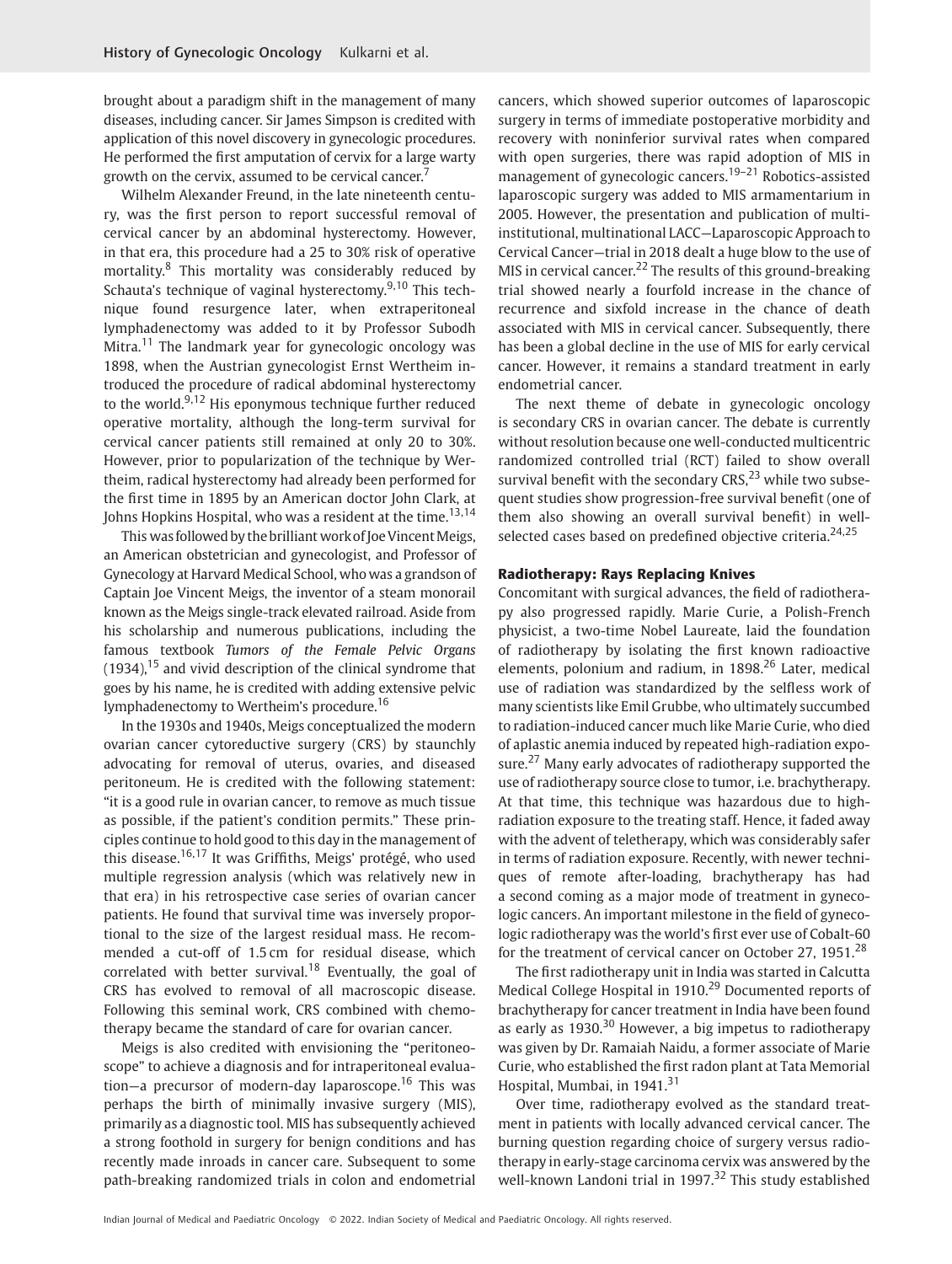brought about a paradigm shift in the management of many diseases, including cancer. Sir James Simpson is credited with application of this novel discovery in gynecologic procedures. He performed the first amputation of cervix for a large warty growth on the cervix, assumed to be cervical cancer.[7]

Wilhelm Alexander Freund, in the late nineteenth century, was the first person to report successful removal of cervical cancer by an abdominal hysterectomy. However, in that era, this procedure had a 25 to 30% risk of operative mortality.[8] This mortality was considerably reduced by Schauta's technique of vaginal hysterectomy.[9,10] This technique found resurgence later, when extraperitoneal lymphadenectomy was added to it by Professor Subodh Mitra.[11] The landmark year for gynecologic oncology was 1898, when the Austrian gynecologist Ernst Wertheim introduced the procedure of radical abdominal hysterectomy to the world.[9,12] His eponymous technique further reduced operative mortality, although the long-term survival for cervical cancer patients still remained at only 20 to 30%. However, prior to popularization of the technique by Wertheim, radical hysterectomy had already been performed for the first time in 1895 by an American doctor John Clark, at Johns Hopkins Hospital, who was a resident at the time.[13,14]

This was followed by the brilliant work of Joe Vincent Meigs, an American obstetrician and gynecologist, and Professor of Gynecology at Harvard Medical School, who was a grandson of Captain Joe Vincent Meigs, the inventor of a steam monorail known as the Meigs single-track elevated railroad. Aside from his scholarship and numerous publications, including the famous textbook *Tumors of the Female Pelvic Organs* (1934),[15] and vivid description of the clinical syndrome that goes by his name, he is credited with adding extensive pelvic lymphadenectomy to Wertheim's procedure.[16]

In the 1930s and 1940s, Meigs conceptualized the modern ovarian cancer cytoreductive surgery (CRS) by staunchly advocating for removal of uterus, ovaries, and diseased peritoneum. He is credited with the following statement: "it is a good rule in ovarian cancer, to remove as much tissue as possible, if the patient's condition permits." These principles continue to hold good to this day in the management of this disease.[16,17] It was Griffiths, Meigs' protégé, who used multiple regression analysis (which was relatively new in that era) in his retrospective case series of ovarian cancer patients. He found that survival time was inversely proportional to the size of the largest residual mass. He recommended a cut-off of 1.5 cm for residual disease, which correlated with better survival.[18] Eventually, the goal of CRS has evolved to removal of all macroscopic disease. Following this seminal work, CRS combined with chemotherapy became the standard of care for ovarian cancer.

Meigs is also credited with envisioning the "peritoneoscope" to achieve a diagnosis and for intraperitoneal evaluation—a precursor of modern-day laparoscope.[16] This was perhaps the birth of minimally invasive surgery (MIS), primarily as a diagnostic tool. MIS has subsequently achieved a strong foothold in surgery for benign conditions and has recently made inroads in cancer care. Subsequent to some path-breaking randomized trials in colon and endometrial cancers, which showed superior outcomes of laparoscopic surgery in terms of immediate postoperative morbidity and recovery with noninferior survival rates when compared with open surgeries, there was rapid adoption of MIS in management of gynecologic cancers.[19–21] Robotics-assisted laparoscopic surgery was added to MIS armamentarium in 2005. However, the presentation and publication of multi-institutional, multinational LACC—Laparoscopic Approach to Cervical Cancer—trial in 2018 dealt a huge blow to the use of MIS in cervical cancer.[22] The results of this ground-breaking trial showed nearly a fourfold increase in the chance of recurrence and sixfold increase in the chance of death associated with MIS in cervical cancer. Subsequently, there has been a global decline in the use of MIS for early cervical cancer. However, it remains a standard treatment in early endometrial cancer.

The next theme of debate in gynecologic oncology is secondary CRS in ovarian cancer. The debate is currently without resolution because one well-conducted multicentric randomized controlled trial (RCT) failed to show overall survival benefit with the secondary CRS,[23] while two subsequent studies show progression-free survival benefit (one of them also showing an overall survival benefit) in well-selected cases based on predefined objective criteria.[24,25]

### Radiotherapy: Rays Replacing Knives

Concomitant with surgical advances, the field of radiotherapy also progressed rapidly. Marie Curie, a Polish-French physicist, a two-time Nobel Laureate, laid the foundation of radiotherapy by isolating the first known radioactive elements, polonium and radium, in 1898.[26] Later, medical use of radiation was standardized by the selfless work of many scientists like Emil Grubbe, who ultimately succumbed to radiation-induced cancer much like Marie Curie, who died of aplastic anemia induced by repeated high-radiation exposure.[27] Many early advocates of radiotherapy supported the use of radiotherapy source close to tumor, i.e. brachytherapy. At that time, this technique was hazardous due to high-radiation exposure to the treating staff. Hence, it faded away with the advent of teletherapy, which was considerably safer in terms of radiation exposure. Recently, with newer techniques of remote after-loading, brachytherapy has had a second coming as a major mode of treatment in gynecologic cancers. An important milestone in the field of gynecologic radiotherapy was the world's first ever use of Cobalt-60 for the treatment of cervical cancer on October 27, 1951.[28]

The first radiotherapy unit in India was started in Calcutta Medical College Hospital in 1910.[29] Documented reports of brachytherapy for cancer treatment in India have been found as early as 1930.[30] However, a big impetus to radiotherapy was given by Dr. Ramaiah Naidu, a former associate of Marie Curie, who established the first radon plant at Tata Memorial Hospital, Mumbai, in 1941.[31]

Over time, radiotherapy evolved as the standard treatment in patients with locally advanced cervical cancer. The burning question regarding choice of surgery versus radiotherapy in early-stage carcinoma cervix was answered by the well-known Landoni trial in 1997.[32] This study established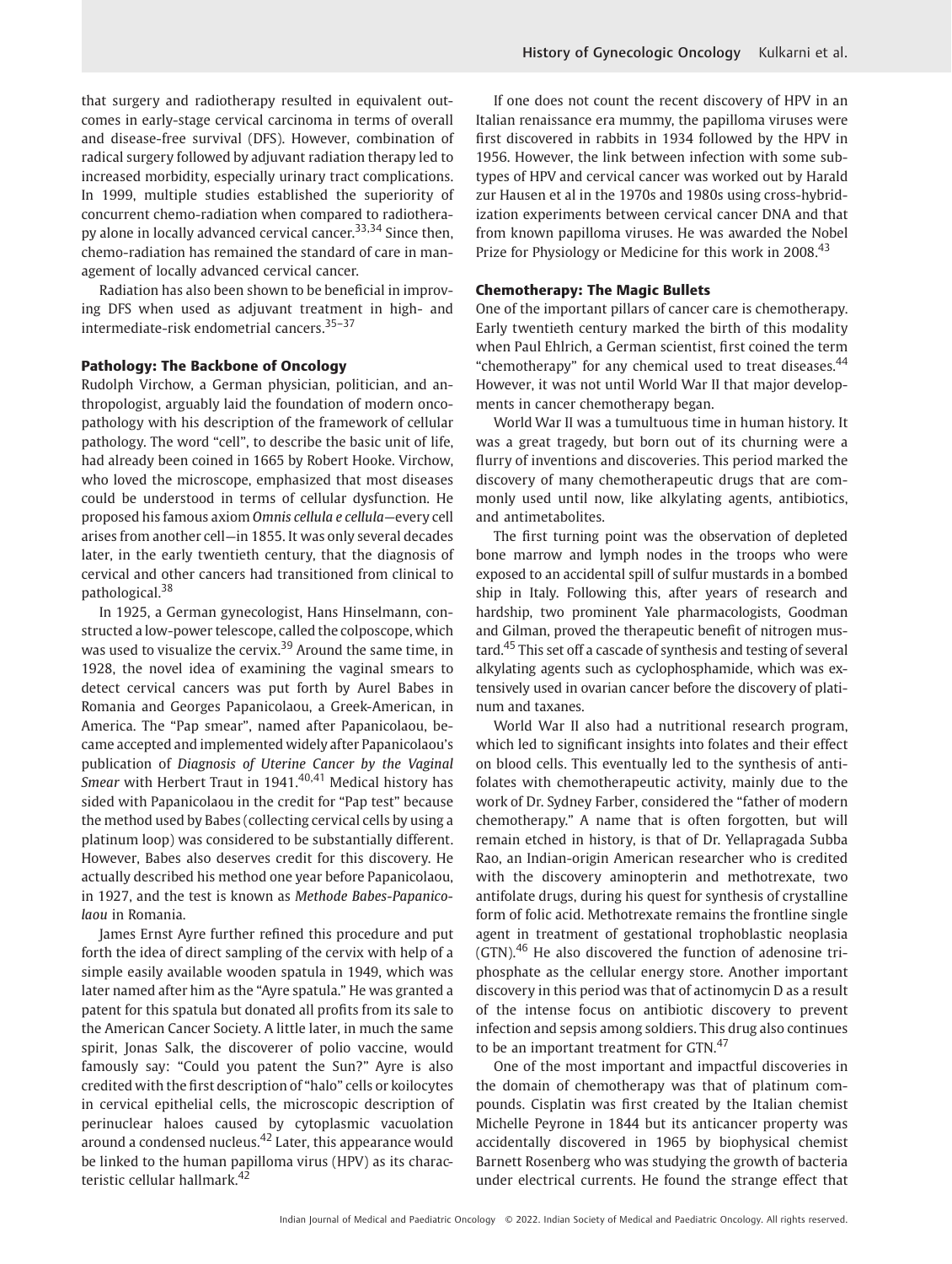that surgery and radiotherapy resulted in equivalent outcomes in early-stage cervical carcinoma in terms of overall and disease-free survival (DFS). However, combination of radical surgery followed by adjuvant radiation therapy led to increased morbidity, especially urinary tract complications. In 1999, multiple studies established the superiority of concurrent chemo-radiation when compared to radiotherapy alone in locally advanced cervical cancer.[33,34] Since then, chemo-radiation has remained the standard of care in management of locally advanced cervical cancer.

Radiation has also been shown to be beneficial in improving DFS when used as adjuvant treatment in high- and intermediate-risk endometrial cancers.[35–37]

## Pathology: The Backbone of Oncology

Rudolph Virchow, a German physician, politician, and anthropologist, arguably laid the foundation of modern oncopathology with his description of the framework of cellular pathology. The word "cell", to describe the basic unit of life, had already been coined in 1665 by Robert Hooke. Virchow, who loved the microscope, emphasized that most diseases could be understood in terms of cellular dysfunction. He proposed his famous axiom *Omnis cellula e cellula*—every cell arises from another cell—in 1855. It was only several decades later, in the early twentieth century, that the diagnosis of cervical and other cancers had transitioned from clinical to pathological.[38]

In 1925, a German gynecologist, Hans Hinselmann, constructed a low-power telescope, called the colposcope, which was used to visualize the cervix.[39] Around the same time, in 1928, the novel idea of examining the vaginal smears to detect cervical cancers was put forth by Aurel Babes in Romania and Georges Papanicolaou, a Greek-American, in America. The "Pap smear", named after Papanicolaou, became accepted and implemented widely after Papanicolaou's publication of *Diagnosis of Uterine Cancer by the Vaginal Smear* with Herbert Traut in 1941.[40,41] Medical history has sided with Papanicolaou in the credit for "Pap test" because the method used by Babes (collecting cervical cells by using a platinum loop) was considered to be substantially different. However, Babes also deserves credit for this discovery. He actually described his method one year before Papanicolaou, in 1927, and the test is known as *Methode Babes-Papanicolaou* in Romania.

James Ernst Ayre further refined this procedure and put forth the idea of direct sampling of the cervix with help of a simple easily available wooden spatula in 1949, which was later named after him as the "Ayre spatula." He was granted a patent for this spatula but donated all profits from its sale to the American Cancer Society. A little later, in much the same spirit, Jonas Salk, the discoverer of polio vaccine, would famously say: "Could you patent the Sun?" Ayre is also credited with the first description of "halo" cells or koilocytes in cervical epithelial cells, the microscopic description of perinuclear haloes caused by cytoplasmic vacuolation around a condensed nucleus.[42] Later, this appearance would be linked to the human papilloma virus (HPV) as its characteristic cellular hallmark.[42]

If one does not count the recent discovery of HPV in an Italian renaissance era mummy, the papilloma viruses were first discovered in rabbits in 1934 followed by the HPV in 1956. However, the link between infection with some subtypes of HPV and cervical cancer was worked out by Harald zur Hausen et al in the 1970s and 1980s using cross-hybridization experiments between cervical cancer DNA and that from known papilloma viruses. He was awarded the Nobel Prize for Physiology or Medicine for this work in 2008.[43]

## Chemotherapy: The Magic Bullets

One of the important pillars of cancer care is chemotherapy. Early twentieth century marked the birth of this modality when Paul Ehlrich, a German scientist, first coined the term "chemotherapy" for any chemical used to treat diseases.[44] However, it was not until World War II that major developments in cancer chemotherapy began.

World War II was a tumultuous time in human history. It was a great tragedy, but born out of its churning were a flurry of inventions and discoveries. This period marked the discovery of many chemotherapeutic drugs that are commonly used until now, like alkylating agents, antibiotics, and antimetabolites.

The first turning point was the observation of depleted bone marrow and lymph nodes in the troops who were exposed to an accidental spill of sulfur mustards in a bombed ship in Italy. Following this, after years of research and hardship, two prominent Yale pharmacologists, Goodman and Gilman, proved the therapeutic benefit of nitrogen mustard.[45] This set off a cascade of synthesis and testing of several alkylating agents such as cyclophosphamide, which was extensively used in ovarian cancer before the discovery of platinum and taxanes.

World War II also had a nutritional research program, which led to significant insights into folates and their effect on blood cells. This eventually led to the synthesis of antifolates with chemotherapeutic activity, mainly due to the work of Dr. Sydney Farber, considered the "father of modern chemotherapy." A name that is often forgotten, but will remain etched in history, is that of Dr. Yellapragada Subba Rao, an Indian-origin American researcher who is credited with the discovery aminopterin and methotrexate, two antifolate drugs, during his quest for synthesis of crystalline form of folic acid. Methotrexate remains the frontline single agent in treatment of gestational trophoblastic neoplasia (GTN).[46] He also discovered the function of adenosine triphosphate as the cellular energy store. Another important discovery in this period was that of actinomycin D as a result of the intense focus on antibiotic discovery to prevent infection and sepsis among soldiers. This drug also continues to be an important treatment for GTN.[47]

One of the most important and impactful discoveries in the domain of chemotherapy was that of platinum compounds. Cisplatin was first created by the Italian chemist Michelle Peyrone in 1844 but its anticancer property was accidentally discovered in 1965 by biophysical chemist Barnett Rosenberg who was studying the growth of bacteria under electrical currents. He found the strange effect that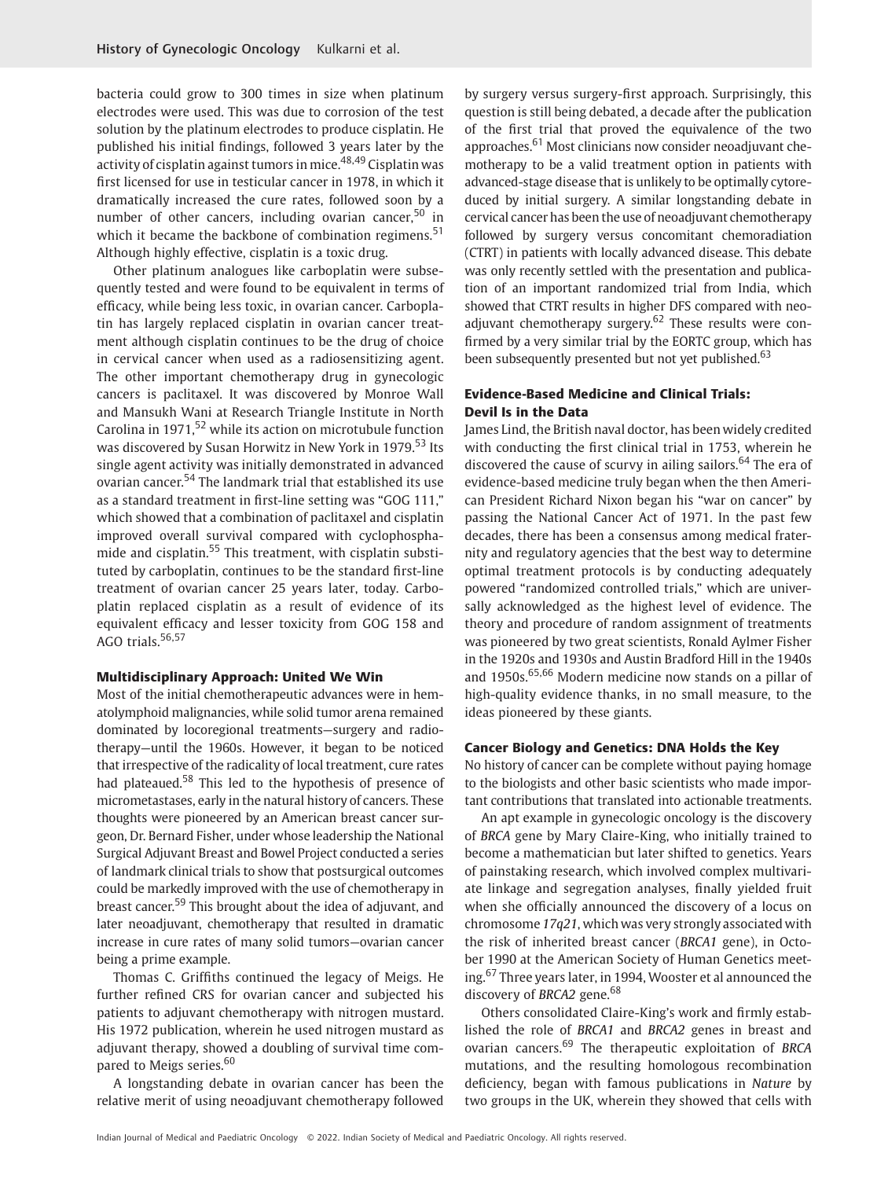bacteria could grow to 300 times in size when platinum electrodes were used. This was due to corrosion of the test solution by the platinum electrodes to produce cisplatin. He published his initial findings, followed 3 years later by the activity of cisplatin against tumors in mice.[48,49] Cisplatin was first licensed for use in testicular cancer in 1978, in which it dramatically increased the cure rates, followed soon by a number of other cancers, including ovarian cancer,[50] in which it became the backbone of combination regimens.[51] Although highly effective, cisplatin is a toxic drug.

Other platinum analogues like carboplatin were subsequently tested and were found to be equivalent in terms of efficacy, while being less toxic, in ovarian cancer. Carboplatin has largely replaced cisplatin in ovarian cancer treatment although cisplatin continues to be the drug of choice in cervical cancer when used as a radiosensitizing agent. The other important chemotherapy drug in gynecologic cancers is paclitaxel. It was discovered by Monroe Wall and Mansukh Wani at Research Triangle Institute in North Carolina in 1971,[52] while its action on microtubule function was discovered by Susan Horwitz in New York in 1979.[53] Its single agent activity was initially demonstrated in advanced ovarian cancer.[54] The landmark trial that established its use as a standard treatment in first-line setting was "GOG 111," which showed that a combination of paclitaxel and cisplatin improved overall survival compared with cyclophosphamide and cisplatin.[55] This treatment, with cisplatin substituted by carboplatin, continues to be the standard first-line treatment of ovarian cancer 25 years later, today. Carboplatin replaced cisplatin as a result of evidence of its equivalent efficacy and lesser toxicity from GOG 158 and AGO trials.[56,57]

### Multidisciplinary Approach: United We Win

Most of the initial chemotherapeutic advances were in hematolymphoid malignancies, while solid tumor arena remained dominated by locoregional treatments—surgery and radiotherapy—until the 1960s. However, it began to be noticed that irrespective of the radicality of local treatment, cure rates had plateaued.[58] This led to the hypothesis of presence of micrometastases, early in the natural history of cancers. These thoughts were pioneered by an American breast cancer surgeon, Dr. Bernard Fisher, under whose leadership the National Surgical Adjuvant Breast and Bowel Project conducted a series of landmark clinical trials to show that postsurgical outcomes could be markedly improved with the use of chemotherapy in breast cancer.[59] This brought about the idea of adjuvant, and later neoadjuvant, chemotherapy that resulted in dramatic increase in cure rates of many solid tumors—ovarian cancer being a prime example.

Thomas C. Griffiths continued the legacy of Meigs. He further refined CRS for ovarian cancer and subjected his patients to adjuvant chemotherapy with nitrogen mustard. His 1972 publication, wherein he used nitrogen mustard as adjuvant therapy, showed a doubling of survival time compared to Meigs series.[60]

A longstanding debate in ovarian cancer has been the relative merit of using neoadjuvant chemotherapy followed by surgery versus surgery-first approach. Surprisingly, this question is still being debated, a decade after the publication of the first trial that proved the equivalence of the two approaches.[61] Most clinicians now consider neoadjuvant chemotherapy to be a valid treatment option in patients with advanced-stage disease that is unlikely to be optimally cytoreduced by initial surgery. A similar longstanding debate in cervical cancer has been the use of neoadjuvant chemotherapy followed by surgery versus concomitant chemoradiation (CTRT) in patients with locally advanced disease. This debate was only recently settled with the presentation and publication of an important randomized trial from India, which showed that CTRT results in higher DFS compared with neoadjuvant chemotherapy surgery.[62] These results were confirmed by a very similar trial by the EORTC group, which has been subsequently presented but not yet published.[63]

### Evidence-Based Medicine and Clinical Trials: Devil Is in the Data

James Lind, the British naval doctor, has been widely credited with conducting the first clinical trial in 1753, wherein he discovered the cause of scurvy in ailing sailors.[64] The era of evidence-based medicine truly began when the then American President Richard Nixon began his "war on cancer" by passing the National Cancer Act of 1971. In the past few decades, there has been a consensus among medical fraternity and regulatory agencies that the best way to determine optimal treatment protocols is by conducting adequately powered "randomized controlled trials," which are universally acknowledged as the highest level of evidence. The theory and procedure of random assignment of treatments was pioneered by two great scientists, Ronald Aylmer Fisher in the 1920s and 1930s and Austin Bradford Hill in the 1940s and 1950s.[65,66] Modern medicine now stands on a pillar of high-quality evidence thanks, in no small measure, to the ideas pioneered by these giants.

### Cancer Biology and Genetics: DNA Holds the Key

No history of cancer can be complete without paying homage to the biologists and other basic scientists who made important contributions that translated into actionable treatments.

An apt example in gynecologic oncology is the discovery of *BRCA* gene by Mary Claire-King, who initially trained to become a mathematician but later shifted to genetics. Years of painstaking research, which involved complex multivariate linkage and segregation analyses, finally yielded fruit when she officially announced the discovery of a locus on chromosome *17q21*, which was very strongly associated with the risk of inherited breast cancer (*BRCA1* gene), in October 1990 at the American Society of Human Genetics meeting.[67] Three years later, in 1994, Wooster et al announced the discovery of *BRCA2* gene.[68]

Others consolidated Claire-King's work and firmly established the role of *BRCA1* and *BRCA2* genes in breast and ovarian cancers.[69] The therapeutic exploitation of *BRCA* mutations, and the resulting homologous recombination deficiency, began with famous publications in *Nature* by two groups in the UK, wherein they showed that cells with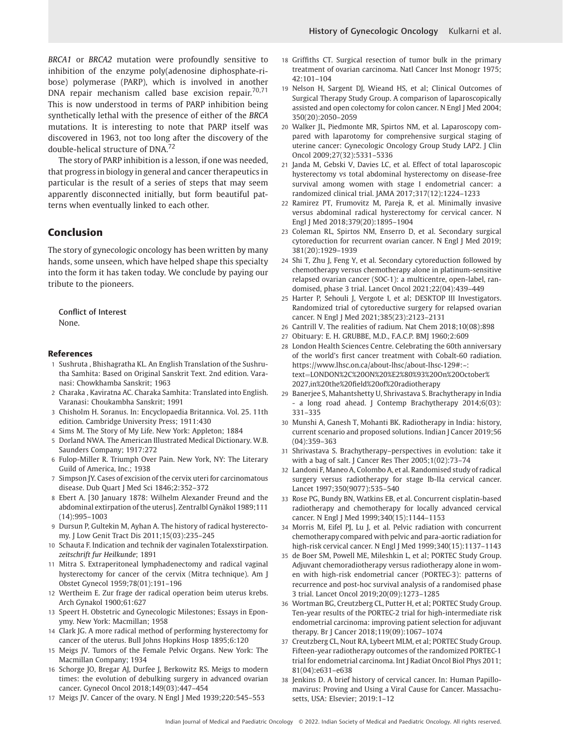*BRCA1* or *BRCA2* mutation were profoundly sensitive to inhibition of the enzyme poly(adenosine diphosphate-ribose) polymerase (PARP), which is involved in another DNA repair mechanism called base excision repair.[70,71] This is now understood in terms of PARP inhibition being synthetically lethal with the presence of either of the *BRCA* mutations. It is interesting to note that PARP itself was discovered in 1963, not too long after the discovery of the double-helical structure of DNA.[72]

The story of PARP inhibition is a lesson, if one was needed, that progress in biology in general and cancer therapeutics in particular is the result of a series of steps that may seem apparently disconnected initially, but form beautiful patterns when eventually linked to each other.

## Conclusion

The story of gynecologic oncology has been written by many hands, some unseen, which have helped shape this specialty into the form it has taken today. We conclude by paying our tribute to the pioneers.

**Conflict of Interest**
None.

## References

1. Sushruta , Bhishagratha KL. An English Translation of the Sushrutha Samhita: Based on Original Sanskrit Text. 2nd edition. Varanasi: Chowkhamba Sanskrit; 1963
2. Charaka , Kaviratna AC. Charaka Samhita: Translated into English. Varanasi: Choukambha Sanskrit; 1991
3. Chisholm H. Soranus. In: Encyclopaedia Britannica. Vol. 25. 11th edition. Cambridge University Press; 1911:430
4. Sims M. The Story of My Life. New York: Appleton; 1884
5. Dorland NWA. The American Illustrated Medical Dictionary. W.B. Saunders Company; 1917:272
6. Fulop-Miller R. Triumph Over Pain. New York, NY: The Literary Guild of America, Inc.; 1938
7. Simpson JY. Cases of excision of the cervix uteri for carcinomatous disease. Dub Quart J Med Sci 1846;2:352–372
8. Ebert A. [30 January 1878: Wilhelm Alexander Freund and the abdominal extirpation of the uterus]. Zentralbl Gynäkol 1989;111(14):995–1003
9. Dursun P, Gultekin M, Ayhan A. The history of radical hysterectomy. J Low Genit Tract Dis 2011;15(03):235–245
10. Schauta F. Indication and technik der vaginalen Totalexstirpation. *zeitschrift fur Heilkunde*; 1891
11. Mitra S. Extraperitoneal lymphadenectomy and radical vaginal hysterectomy for cancer of the cervix (Mitra technique). Am J Obstet Gynecol 1959;78(01):191–196
12. Wertheim E. Zur frage der radical operation beim uterus krebs. Arch Gynakol 1900;61:627
13. Speert H. Obstetric and Gynecologic Milestones; Essays in Eponymy. New York: Macmillan; 1958
14. Clark JG. A more radical method of performing hysterectomy for cancer of the uterus. Bull Johns Hopkins Hosp 1895;6:120
15. Meigs JV. Tumors of the Female Pelvic Organs. New York: The Macmillan Company; 1934
16. Schorge JO, Bregar AJ, Durfee J, Berkowitz RS. Meigs to modern times: the evolution of debulking surgery in advanced ovarian cancer. Gynecol Oncol 2018;149(03):447–454
17. Meigs JV. Cancer of the ovary. N Engl J Med 1939;220:545–553
18. Griffiths CT. Surgical resection of tumor bulk in the primary treatment of ovarian carcinoma. Natl Cancer Inst Monogr 1975;42:101–104
19. Nelson H, Sargent DJ, Wieand HS, et al; Clinical Outcomes of Surgical Therapy Study Group. A comparison of laparoscopically assisted and open colectomy for colon cancer. N Engl J Med 2004;350(20):2050–2059
20. Walker JL, Piedmonte MR, Spirtos NM, et al. Laparoscopy compared with laparotomy for comprehensive surgical staging of uterine cancer: Gynecologic Oncology Group Study LAP2. J Clin Oncol 2009;27(32):5331–5336
21. Janda M, Gebski V, Davies LC, et al. Effect of total laparoscopic hysterectomy vs total abdominal hysterectomy on disease-free survival among women with stage I endometrial cancer: a randomized clinical trial. JAMA 2017;317(12):1224–1233
22. Ramirez PT, Frumovitz M, Pareja R, et al. Minimally invasive versus abdominal radical hysterectomy for cervical cancer. N Engl J Med 2018;379(20):1895–1904
23. Coleman RL, Spirtos NM, Enserro D, et al. Secondary surgical cytoreduction for recurrent ovarian cancer. N Engl J Med 2019;381(20):1929–1939
24. Shi T, Zhu J, Feng Y, et al. Secondary cytoreduction followed by chemotherapy versus chemotherapy alone in platinum-sensitive relapsed ovarian cancer (SOC-1): a multicentre, open-label, randomised, phase 3 trial. Lancet Oncol 2021;22(04):439–449
25. Harter P, Sehouli J, Vergote I, et al; DESKTOP III Investigators. Randomized trial of cytoreductive surgery for relapsed ovarian cancer. N Engl J Med 2021;385(23):2123–2131
26. Cantrill V. The realities of radium. Nat Chem 2018;10(08):898
27. Obituary: E. H. GRUBBE, M.D., F.A.C.P. BMJ 1960;2:609
28. London Health Sciences Centre. Celebrating the 60th anniversary of the world's first cancer treatment with Cobalt-60 radiation. https://www.lhsc.on.ca/about-lhsc/about-lhsc-129#:~:text=LONDON%2C%20ON%20%E2%80%93%20On%20October%2027,in%20the%20field%20of%20radiotherapy
29. Banerjee S, Mahantshetty U, Shrivastava S. Brachytherapy in India - a long road ahead. J Contemp Brachytherapy 2014;6(03):331–335
30. Munshi A, Ganesh T, Mohanti BK. Radiotherapy in India: history, current scenario and proposed solutions. Indian J Cancer 2019;56(04):359–363
31. Shrivastava S. Brachytherapy–perspectives in evolution: take it with a bag of salt. J Cancer Res Ther 2005;1(02):73–74
32. Landoni F, Maneo A, Colombo A, et al. Randomised study of radical surgery versus radiotherapy for stage Ib-IIa cervical cancer. Lancet 1997;350(9077):535–540
33. Rose PG, Bundy BN, Watkins EB, et al. Concurrent cisplatin-based radiotherapy and chemotherapy for locally advanced cervical cancer. N Engl J Med 1999;340(15):1144–1153
34. Morris M, Eifel PJ, Lu J, et al. Pelvic radiation with concurrent chemotherapy compared with pelvic and para-aortic radiation for high-risk cervical cancer. N Engl J Med 1999;340(15):1137–1143
35. de Boer SM, Powell ME, Mileshkin L, et al; PORTEC Study Group. Adjuvant chemoradiotherapy versus radiotherapy alone in women with high-risk endometrial cancer (PORTEC-3): patterns of recurrence and post-hoc survival analysis of a randomised phase 3 trial. Lancet Oncol 2019;20(09):1273–1285
36. Wortman BG, Creutzberg CL, Putter H, et al; PORTEC Study Group. Ten-year results of the PORTEC-2 trial for high-intermediate risk endometrial carcinoma: improving patient selection for adjuvant therapy. Br J Cancer 2018;119(09):1067–1074
37. Creutzberg CL, Nout RA, Lybeert MLM, et al; PORTEC Study Group. Fifteen-year radiotherapy outcomes of the randomized PORTEC-1 trial for endometrial carcinoma. Int J Radiat Oncol Biol Phys 2011;81(04):e631–e638
38. Jenkins D. A brief history of cervical cancer. In: Human Papillomavirus: Proving and Using a Viral Cause for Cancer. Massachusetts, USA: Elsevier; 2019:1–12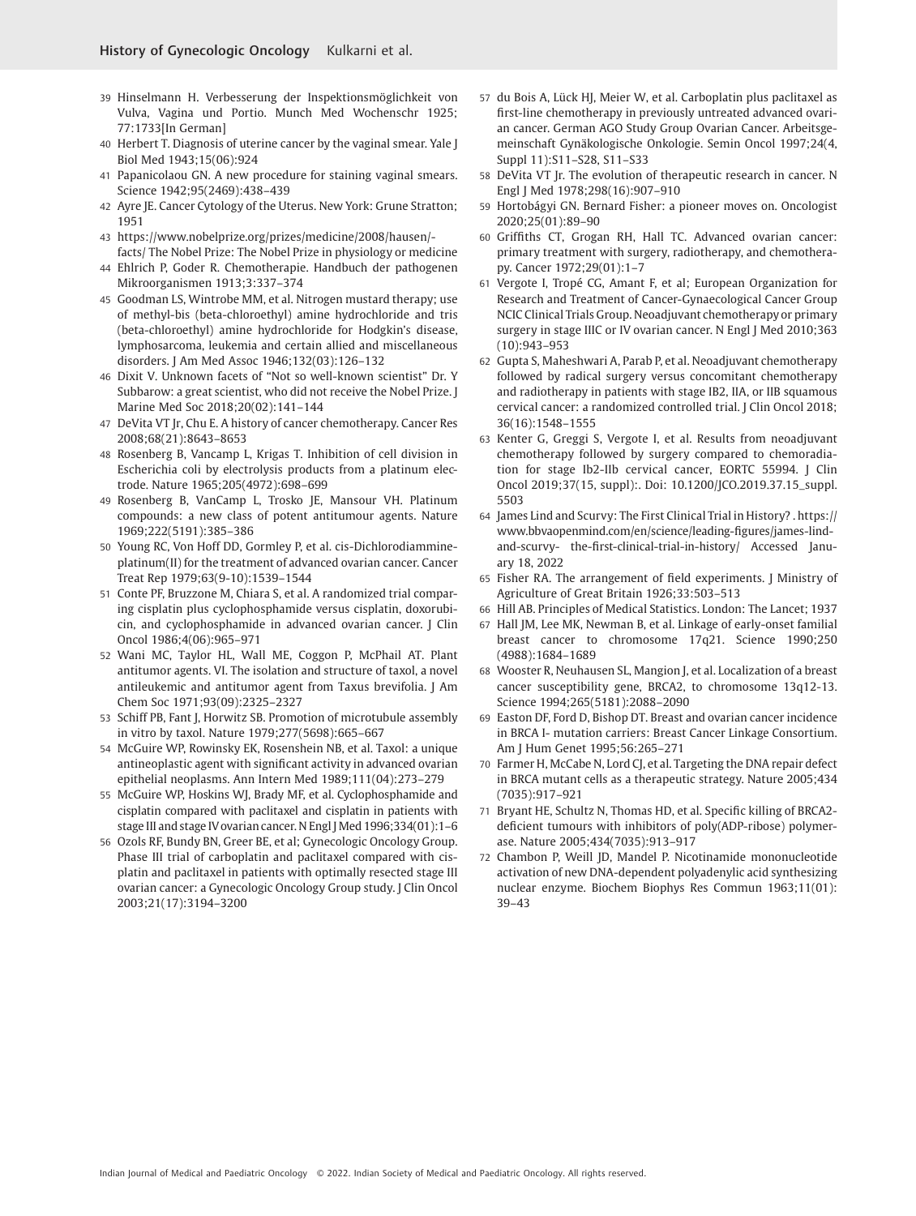39 Hinselmann H. Verbesserung der Inspektionsmöglichkeit von Vulva, Vagina und Portio. Munch Med Wochenschr 1925; 77:1733[In German]

40 Herbert T. Diagnosis of uterine cancer by the vaginal smear. Yale J Biol Med 1943;15(06):924

41 Papanicolaou GN. A new procedure for staining vaginal smears. Science 1942;95(2469):438–439

42 Ayre JE. Cancer Cytology of the Uterus. New York: Grune Stratton; 1951

43 https://www.nobelprize.org/prizes/medicine/2008/hausen/-facts/ The Nobel Prize: The Nobel Prize in physiology or medicine

44 Ehlrich P, Goder R. Chemotherapie. Handbuch der pathogenen Mikroorganismen 1913;3:337–374

45 Goodman LS, Wintrobe MM, et al. Nitrogen mustard therapy; use of methyl-bis (beta-chloroethyl) amine hydrochloride and tris (beta-chloroethyl) amine hydrochloride for Hodgkin's disease, lymphosarcoma, leukemia and certain allied and miscellaneous disorders. J Am Med Assoc 1946;132(03):126–132

46 Dixit V. Unknown facets of "Not so well-known scientist" Dr. Y Subbarow: a great scientist, who did not receive the Nobel Prize. J Marine Med Soc 2018;20(02):141–144

47 DeVita VT Jr, Chu E. A history of cancer chemotherapy. Cancer Res 2008;68(21):8643–8653

48 Rosenberg B, Vancamp L, Krigas T. Inhibition of cell division in Escherichia coli by electrolysis products from a platinum electrode. Nature 1965;205(4972):698–699

49 Rosenberg B, VanCamp L, Trosko JE, Mansour VH. Platinum compounds: a new class of potent antitumour agents. Nature 1969;222(5191):385–386

50 Young RC, Von Hoff DD, Gormley P, et al. cis-Dichlorodiammineplatinum(II) for the treatment of advanced ovarian cancer. Cancer Treat Rep 1979;63(9-10):1539–1544

51 Conte PF, Bruzzone M, Chiara S, et al. A randomized trial comparing cisplatin plus cyclophosphamide versus cisplatin, doxorubicin, and cyclophosphamide in advanced ovarian cancer. J Clin Oncol 1986;4(06):965–971

52 Wani MC, Taylor HL, Wall ME, Coggon P, McPhail AT. Plant antitumor agents. VI. The isolation and structure of taxol, a novel antileukemic and antitumor agent from Taxus brevifolia. J Am Chem Soc 1971;93(09):2325–2327

53 Schiff PB, Fant J, Horwitz SB. Promotion of microtubule assembly in vitro by taxol. Nature 1979;277(5698):665–667

54 McGuire WP, Rowinsky EK, Rosenshein NB, et al. Taxol: a unique antineoplastic agent with significant activity in advanced ovarian epithelial neoplasms. Ann Intern Med 1989;111(04):273–279

55 McGuire WP, Hoskins WJ, Brady MF, et al. Cyclophosphamide and cisplatin compared with paclitaxel and cisplatin in patients with stage III and stage IV ovarian cancer. N Engl J Med 1996;334(01):1–6

56 Ozols RF, Bundy BN, Greer BE, et al; Gynecologic Oncology Group. Phase III trial of carboplatin and paclitaxel compared with cisplatin and paclitaxel in patients with optimally resected stage III ovarian cancer: a Gynecologic Oncology Group study. J Clin Oncol 2003;21(17):3194–3200

57 du Bois A, Lück HJ, Meier W, et al. Carboplatin plus paclitaxel as first-line chemotherapy in previously untreated advanced ovarian cancer. German AGO Study Group Ovarian Cancer. Arbeitsgemeinschaft Gynäkologische Onkologie. Semin Oncol 1997;24(4, Suppl 11):S11–S28, S11–S33

58 DeVita VT Jr. The evolution of therapeutic research in cancer. N Engl J Med 1978;298(16):907–910

59 Hortobágyi GN. Bernard Fisher: a pioneer moves on. Oncologist 2020;25(01):89–90

60 Griffiths CT, Grogan RH, Hall TC. Advanced ovarian cancer: primary treatment with surgery, radiotherapy, and chemotherapy. Cancer 1972;29(01):1–7

61 Vergote I, Tropé CG, Amant F, et al; European Organization for Research and Treatment of Cancer-Gynaecological Cancer Group NCIC Clinical Trials Group. Neoadjuvant chemotherapy or primary surgery in stage IIIC or IV ovarian cancer. N Engl J Med 2010;363(10):943–953

62 Gupta S, Maheshwari A, Parab P, et al. Neoadjuvant chemotherapy followed by radical surgery versus concomitant chemotherapy and radiotherapy in patients with stage IB2, IIA, or IIB squamous cervical cancer: a randomized controlled trial. J Clin Oncol 2018; 36(16):1548–1555

63 Kenter G, Greggi S, Vergote I, et al. Results from neoadjuvant chemotherapy followed by surgery compared to chemoradiation for stage Ib2-IIb cervical cancer, EORTC 55994. J Clin Oncol 2019;37(15, suppl):. Doi: 10.1200/JCO.2019.37.15_suppl.5503

64 James Lind and Scurvy: The First Clinical Trial in History? . https://www.bbvaopenmind.com/en/science/leading-figures/james-lind-and-scurvy- the-first-clinical-trial-in-history/ Accessed January 18, 2022

65 Fisher RA. The arrangement of field experiments. J Ministry of Agriculture of Great Britain 1926;33:503–513

66 Hill AB. Principles of Medical Statistics. London: The Lancet; 1937

67 Hall JM, Lee MK, Newman B, et al. Linkage of early-onset familial breast cancer to chromosome 17q21. Science 1990;250(4988):1684–1689

68 Wooster R, Neuhausen SL, Mangion J, et al. Localization of a breast cancer susceptibility gene, BRCA2, to chromosome 13q12-13. Science 1994;265(5181):2088–2090

69 Easton DF, Ford D, Bishop DT. Breast and ovarian cancer incidence in BRCA I- mutation carriers: Breast Cancer Linkage Consortium. Am J Hum Genet 1995;56:265–271

70 Farmer H, McCabe N, Lord CJ, et al. Targeting the DNA repair defect in BRCA mutant cells as a therapeutic strategy. Nature 2005;434(7035):917–921

71 Bryant HE, Schultz N, Thomas HD, et al. Specific killing of BRCA2-deficient tumours with inhibitors of poly(ADP-ribose) polymerase. Nature 2005;434(7035):913–917

72 Chambon P, Weill JD, Mandel P. Nicotinamide mononucleotide activation of new DNA-dependent polyadenylic acid synthesizing nuclear enzyme. Biochem Biophys Res Commun 1963;11(01): 39–43